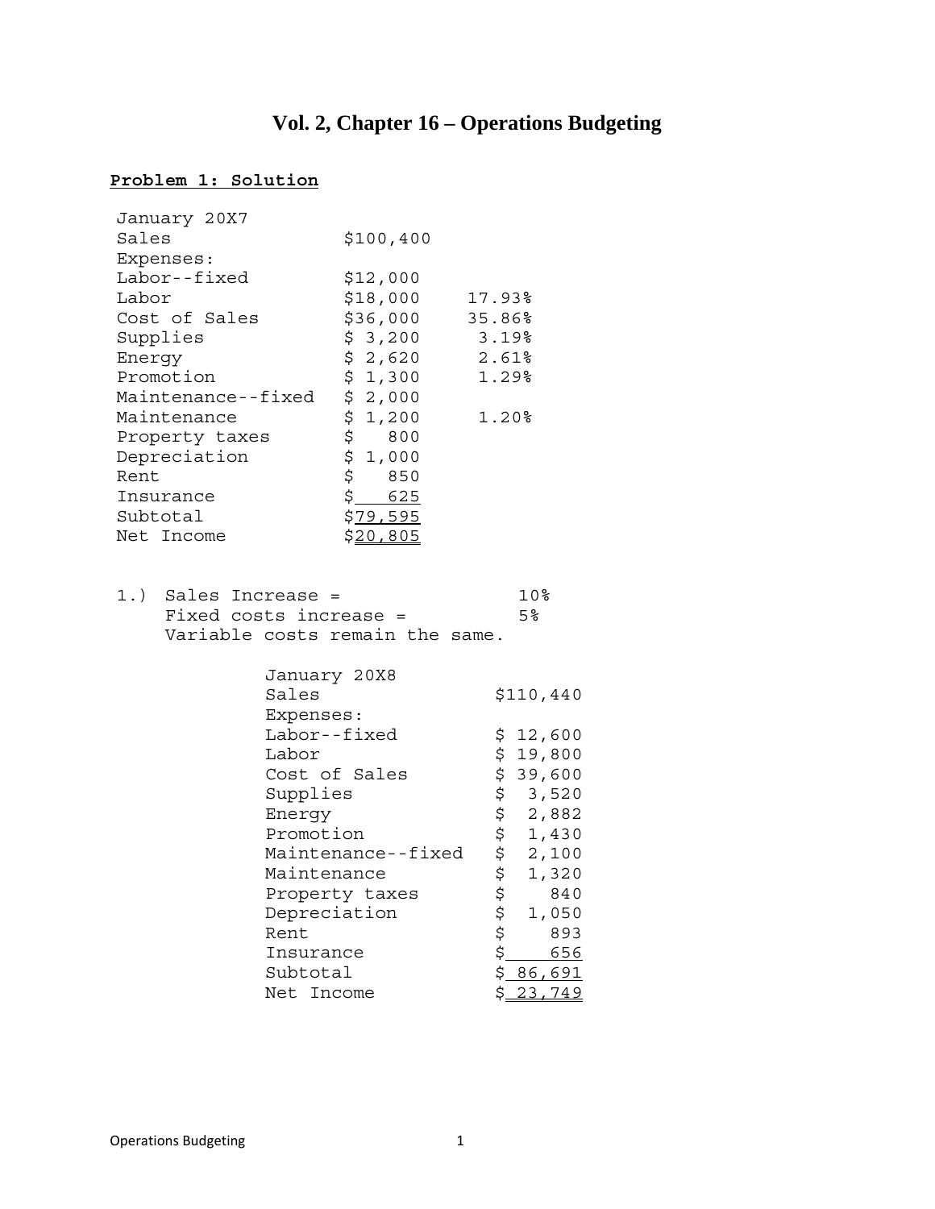# Vol. 2, Chapter 16 – Operations Budgeting

**Problem 1: Solution**

| January 20X7 | | |
|---|---|---|
| Sales | $100,400 | |
| Expenses: | | |
| Labor--fixed | $12,000 | |
| Labor | $18,000 | 17.93% |
| Cost of Sales | $36,000 | 35.86% |
| Supplies | $ 3,200 | 3.19% |
| Energy | $ 2,620 | 2.61% |
| Promotion | $ 1,300 | 1.29% |
| Maintenance--fixed | $ 2,000 | |
| Maintenance | $ 1,200 | 1.20% |
| Property taxes | $ 800 | |
| Depreciation | $ 1,000 | |
| Rent | $ 850 | |
| Insurance | $ 625 | |
| Subtotal | $79,595 | |
| Net Income | $20,805 | |

1.) Sales Increase = 10%
Fixed costs increase = 5%
Variable costs remain the same.

| January 20X8 | |
|---|---|
| Sales | $110,440 |
| Expenses: | |
| Labor--fixed | $ 12,600 |
| Labor | $ 19,800 |
| Cost of Sales | $ 39,600 |
| Supplies | $ 3,520 |
| Energy | $ 2,882 |
| Promotion | $ 1,430 |
| Maintenance--fixed | $ 2,100 |
| Maintenance | $ 1,320 |
| Property taxes | $ 840 |
| Depreciation | $ 1,050 |
| Rent | $ 893 |
| Insurance | $ 656 |
| Subtotal | $ 86,691 |
| Net Income | $ 23,749 |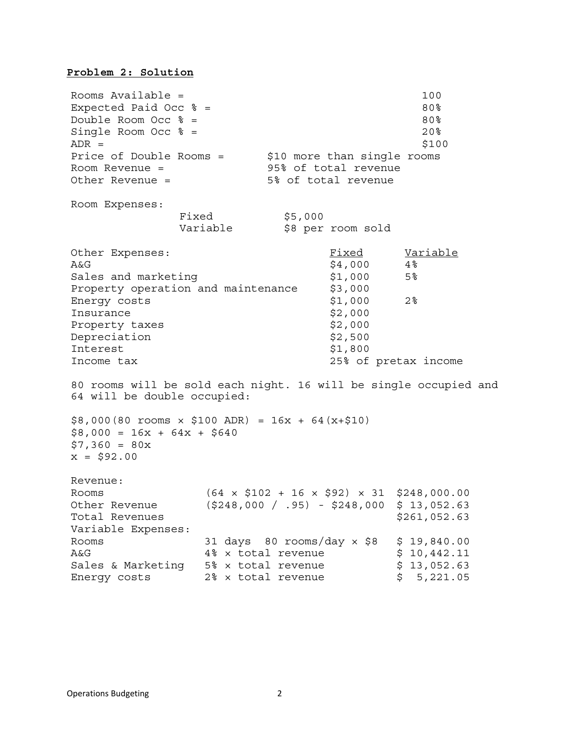**Problem 2: Solution**

| | | |
|---|---|---|
| Rooms Available = | | 100 |
| Expected Paid Occ % = | | 80% |
| Double Room Occ % = | | 80% |
| Single Room Occ % = | | 20% |
| ADR = | | $100 |
| Price of Double Rooms = | $10 more than single rooms | |
| Room Revenue = | 95% of total revenue | |
| Other Revenue = | 5% of total revenue | |

Room Expenses:

| | |
|---|---|
| Fixed | $5,000 |
| Variable | $8 per room sold |

| Other Expenses: | Fixed | Variable |
|---|---|---|
| A&G | $4,000 | 4% |
| Sales and marketing | $1,000 | 5% |
| Property operation and maintenance | $3,000 | |
| Energy costs | $1,000 | 2% |
| Insurance | $2,000 | |
| Property taxes | $2,000 | |
| Depreciation | $2,500 | |
| Interest | $1,800 | |
| Income tax | 25% of pretax income | |

80 rooms will be sold each night. 16 will be single occupied and 64 will be double occupied:

$$\$8{,}000 (80 \text{ rooms} \times \$100 \text{ ADR}) = 16x + 64(x+\$10)$$
$$\$8{,}000 = 16x + 64x + \$640$$
$$\$7{,}360 = 80x$$
$$x = \$92.00$$

| | | |
|---|---|---|
| Revenue: | | |
| Rooms | (64 × $102 + 16 × $92) × 31 | $248,000.00 |
| Other Revenue | ($248,000 / .95) - $248,000 | $ 13,052.63 |
| Total Revenues | | $261,052.63 |
| Variable Expenses: | | |
| Rooms | 31 days 80 rooms/day × $8 | $ 19,840.00 |
| A&G | 4% × total revenue | $ 10,442.11 |
| Sales & Marketing | 5% × total revenue | $ 13,052.63 |
| Energy costs | 2% × total revenue | $ 5,221.05 |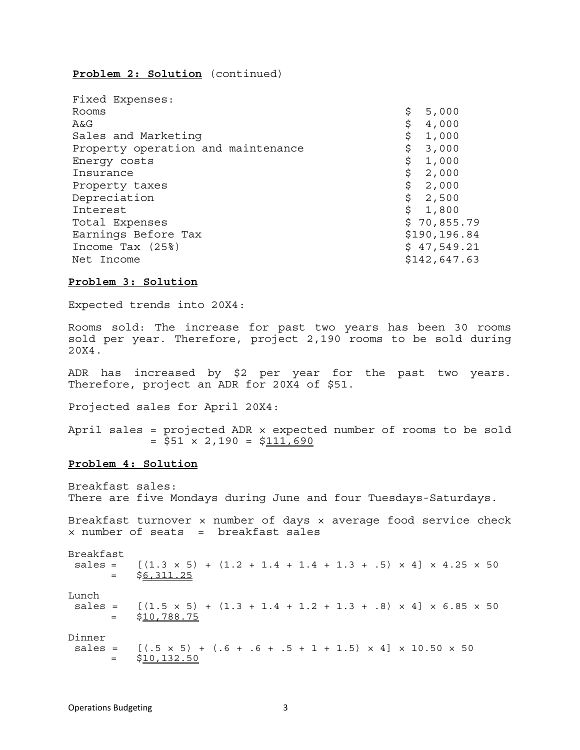**Problem 2: Solution** (continued)

| | |
|---|---|
| Fixed Expenses: | |
| Rooms | \$ 5,000 |
| A&G | \$ 4,000 |
| Sales and Marketing | \$ 1,000 |
| Property operation and maintenance | \$ 3,000 |
| Energy costs | \$ 1,000 |
| Insurance | \$ 2,000 |
| Property taxes | \$ 2,000 |
| Depreciation | \$ 2,500 |
| Interest | \$ 1,800 |
| Total Expenses | \$ 70,855.79 |
| Earnings Before Tax | \$190,196.84 |
| Income Tax (25%) | \$ 47,549.21 |
| Net Income | \$142,647.63 |

**Problem 3: Solution**

Expected trends into 20X4:

Rooms sold: The increase for past two years has been 30 rooms sold per year. Therefore, project 2,190 rooms to be sold during 20X4.

ADR has increased by \$2 per year for the past two years. Therefore, project an ADR for 20X4 of \$51.

Projected sales for April 20X4:

April sales = projected ADR × expected number of rooms to be sold
= \$51 × 2,190 = \$111,690

**Problem 4: Solution**

Breakfast sales:
There are five Mondays during June and four Tuesdays-Saturdays.

Breakfast turnover × number of days × average food service check × number of seats = breakfast sales

Breakfast sales = [(1.3 × 5) + (1.2 + 1.4 + 1.4 + 1.3 + .5) × 4] × 4.25 × 50
= \$6,311.25

Lunch sales = [(1.5 × 5) + (1.3 + 1.4 + 1.2 + 1.3 + .8) × 4] × 6.85 × 50
= \$10,788.75

Dinner sales = [(.5 × 5) + (.6 + .6 + .5 + 1 + 1.5) × 4] × 10.50 × 50
= \$10,132.50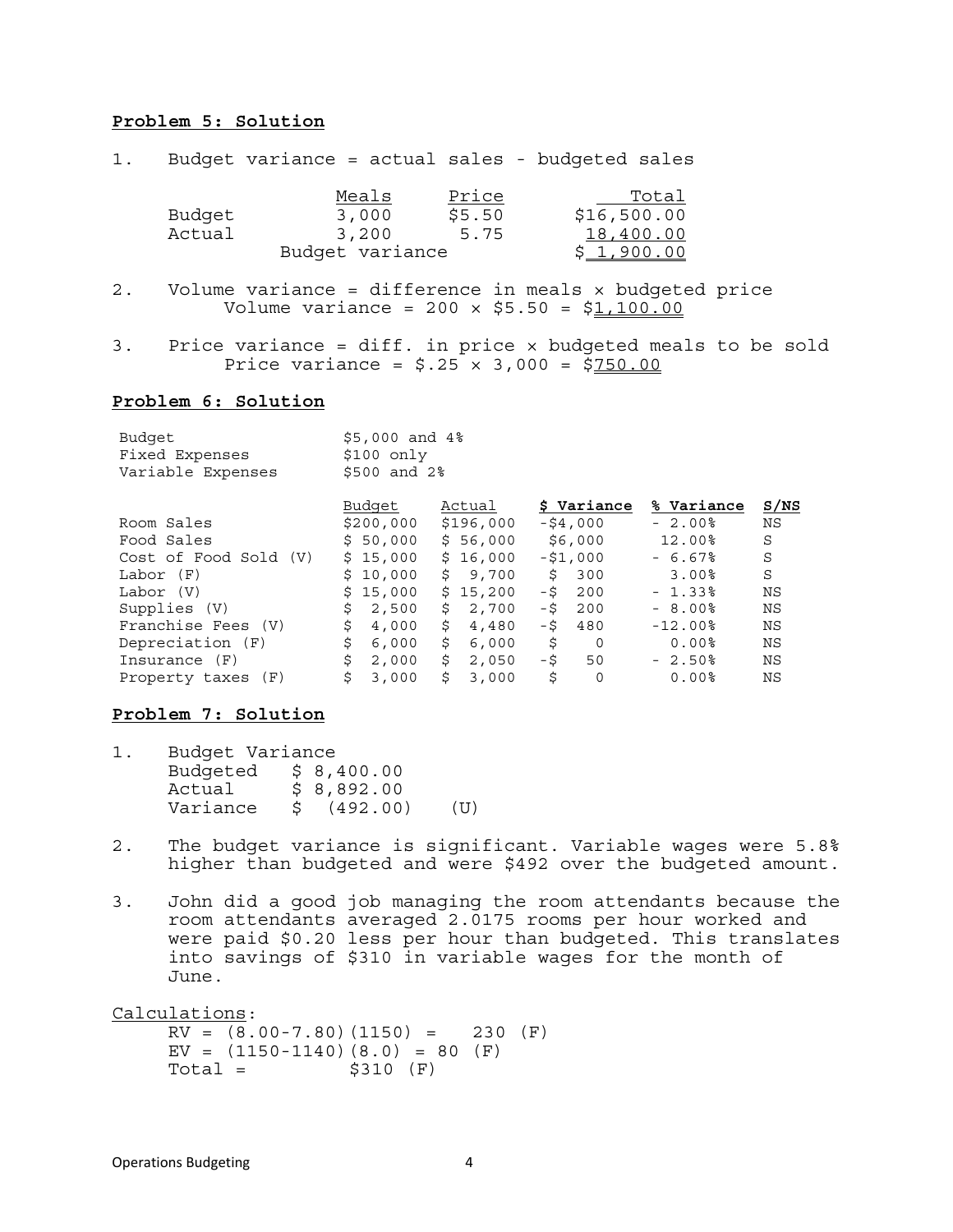**Problem 5: Solution**

1. Budget variance = actual sales - budgeted sales

| | Meals | Price | Total |
|---|---|---|---|
| Budget | 3,000 | $5.50 | $16,500.00 |
| Actual | 3,200 | 5.75 | 18,400.00 |
| | Budget variance | | $ 1,900.00 |

2. Volume variance = difference in meals × budgeted price
   Volume variance = 200 × $5.50 = $1,100.00

3. Price variance = diff. in price × budgeted meals to be sold
   Price variance = $.25 × 3,000 = $750.00

**Problem 6: Solution**

| | |
|---|---|
| Budget | $5,000 and 4% |
| Fixed Expenses | $100 only |
| Variable Expenses | $500 and 2% |

| | Budget | Actual | **$ Variance** | **% Variance** | **S/NS** |
|---|---|---|---|---|---|
| Room Sales | $200,000 | $196,000 | -$4,000 | - 2.00% | NS |
| Food Sales | $ 50,000 | $ 56,000 | $6,000 | 12.00% | S |
| Cost of Food Sold (V) | $ 15,000 | $ 16,000 | -$1,000 | - 6.67% | S |
| Labor (F) | $ 10,000 | $ 9,700 | $ 300 | 3.00% | S |
| Labor (V) | $ 15,000 | $ 15,200 | -$ 200 | - 1.33% | NS |
| Supplies (V) | $ 2,500 | $ 2,700 | -$ 200 | - 8.00% | NS |
| Franchise Fees (V) | $ 4,000 | $ 4,480 | -$ 480 | -12.00% | NS |
| Depreciation (F) | $ 6,000 | $ 6,000 | $ 0 | 0.00% | NS |
| Insurance (F) | $ 2,000 | $ 2,050 | -$ 50 | - 2.50% | NS |
| Property taxes (F) | $ 3,000 | $ 3,000 | $ 0 | 0.00% | NS |

**Problem 7: Solution**

1. Budget Variance

| | | |
|---|---|---|
| Budgeted | $ 8,400.00 | |
| Actual | $ 8,892.00 | |
| Variance | $ (492.00) | (U) |

2. The budget variance is significant. Variable wages were 5.8% higher than budgeted and were $492 over the budgeted amount.

3. John did a good job managing the room attendants because the room attendants averaged 2.0175 rooms per hour worked and were paid $0.20 less per hour than budgeted. This translates into savings of $310 in variable wages for the month of June.

Calculations:

RV = (8.00-7.80)(1150) = 230 (F)
EV = (1150-1140)(8.0) = 80 (F)
Total = $310 (F)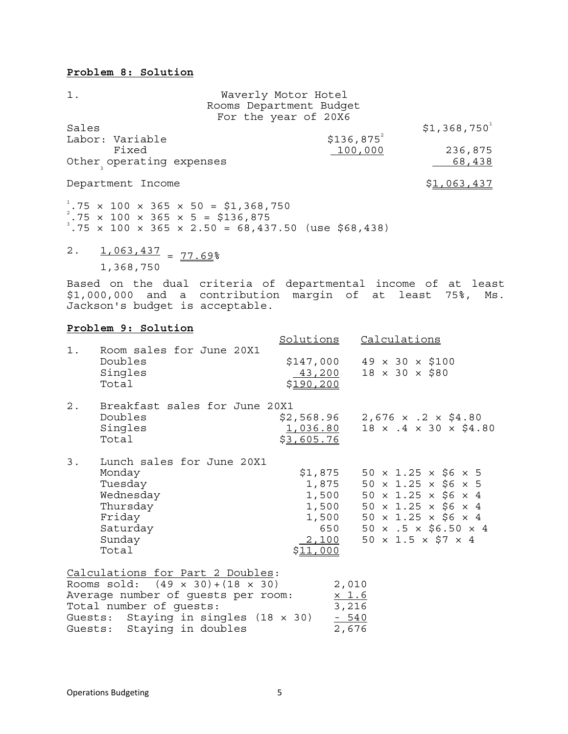**Problem 8: Solution**

1. Waverly Motor Hotel
Rooms Department Budget
For the year of 20X6

| | | |
|---|---|---|
| Sales | | $1,368,750[1] |
| Labor: Variable | $136,875[2] | |
| Fixed | 100,000 | 236,875 |
| Other operating expenses[3] | | 68,438 |
| Department Income | | $1,063,437 |

[1] .75 × 100 × 365 × 50 = $1,368,750
[2] .75 × 100 × 365 × 5 = $136,875
[3] .75 × 100 × 365 × 2.50 = 68,437.50 (use $68,438)

2. $\frac{1,063,437}{1,368,750}$ = 77.69%

Based on the dual criteria of departmental income of at least $1,000,000 and a contribution margin of at least 75%, Ms. Jackson's budget is acceptable.

**Problem 9: Solution**

| | | Solutions | Calculations |
|---|---|---|---|
| 1. | Room sales for June 20X1 | | |
| | Doubles | $147,000 | 49 × 30 × $100 |
| | Singles | 43,200 | 18 × 30 × $80 |
| | Total | $190,200 | |
| 2. | Breakfast sales for June 20X1 | | |
| | Doubles | $2,568.96 | 2,676 × .2 × $4.80 |
| | Singles | 1,036.80 | 18 × .4 × 30 × $4.80 |
| | Total | $3,605.76 | |
| 3. | Lunch sales for June 20X1 | | |
| | Monday | $1,875 | 50 × 1.25 × $6 × 5 |
| | Tuesday | 1,875 | 50 × 1.25 × $6 × 5 |
| | Wednesday | 1,500 | 50 × 1.25 × $6 × 4 |
| | Thursday | 1,500 | 50 × 1.25 × $6 × 4 |
| | Friday | 1,500 | 50 × 1.25 × $6 × 4 |
| | Saturday | 650 | 50 × .5 × $6.50 × 4 |
| | Sunday | 2,100 | 50 × 1.5 × $7 × 4 |
| | Total | $11,000 | |

Calculations for Part 2 Doubles:

| | |
|---|---|
| Rooms sold: (49 × 30)+(18 × 30) | 2,010 |
| Average number of guests per room: | × 1.6 |
| Total number of guests: | 3,216 |
| Guests: Staying in singles (18 × 30) | - 540 |
| Guests: Staying in doubles | 2,676 |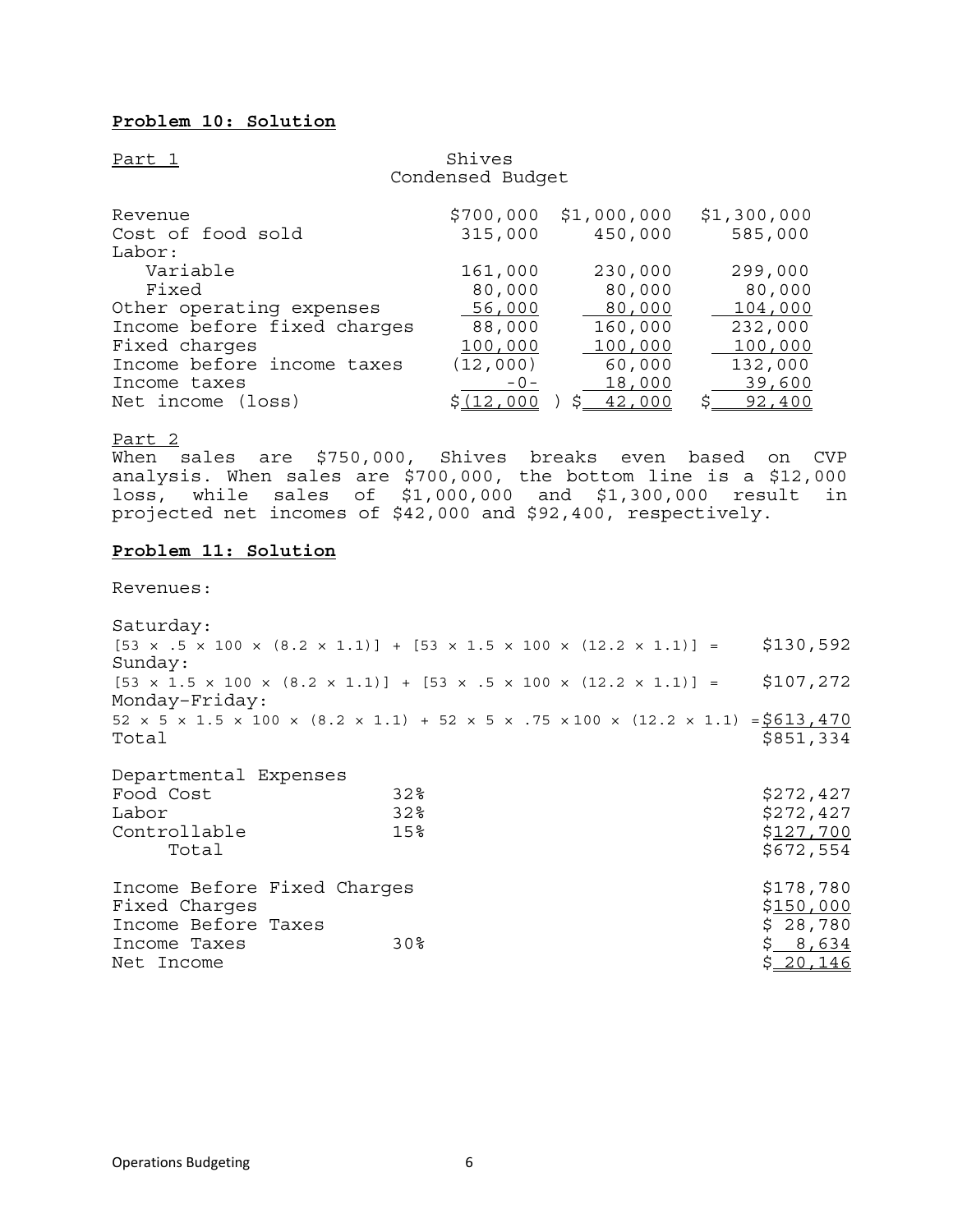**Problem 10: Solution**

Part 1

Shives
Condensed Budget

| | | | |
|---|---|---|---|
| Revenue | $700,000 | $1,000,000 | $1,300,000 |
| Cost of food sold | 315,000 | 450,000 | 585,000 |
| Labor: | | | |
| Variable | 161,000 | 230,000 | 299,000 |
| Fixed | 80,000 | 80,000 | 80,000 |
| Other operating expenses | 56,000 | 80,000 | 104,000 |
| Income before fixed charges | 88,000 | 160,000 | 232,000 |
| Fixed charges | 100,000 | 100,000 | 100,000 |
| Income before income taxes | (12,000) | 60,000 | 132,000 |
| Income taxes | -0- | 18,000 | 39,600 |
| Net income (loss) | $(12,000) | $ 42,000 | $ 92,400 |

Part 2

When sales are $750,000, Shives breaks even based on CVP analysis. When sales are $700,000, the bottom line is a $12,000 loss, while sales of $1,000,000 and $1,300,000 result in projected net incomes of $42,000 and $92,400, respectively.

**Problem 11: Solution**

Revenues:

| | | |
|---|---|---|
| Saturday: | | |
| $[53 \times .5 \times 100 \times (8.2 \times 1.1)] + [53 \times 1.5 \times 100 \times (12.2 \times 1.1)] =$ | | $130,592 |
| Sunday: | | |
| $[53 \times 1.5 \times 100 \times (8.2 \times 1.1)] + [53 \times .5 \times 100 \times (12.2 \times 1.1)] =$ | | $107,272 |
| Monday-Friday: | | |
| $52 \times 5 \times 1.5 \times 100 \times (8.2 \times 1.1) + 52 \times 5 \times .75 \times 100 \times (12.2 \times 1.1) =$ | | $613,470 |
| Total | | $851,334 |
| | | |
| Departmental Expenses | | |
| Food Cost | 32% | $272,427 |
| Labor | 32% | $272,427 |
| Controllable | 15% | $127,700 |
| Total | | $672,554 |
| | | |
| Income Before Fixed Charges | | $178,780 |
| Fixed Charges | | $150,000 |
| Income Before Taxes | | $ 28,780 |
| Income Taxes | 30% | $ 8,634 |
| Net Income | | $ 20,146 |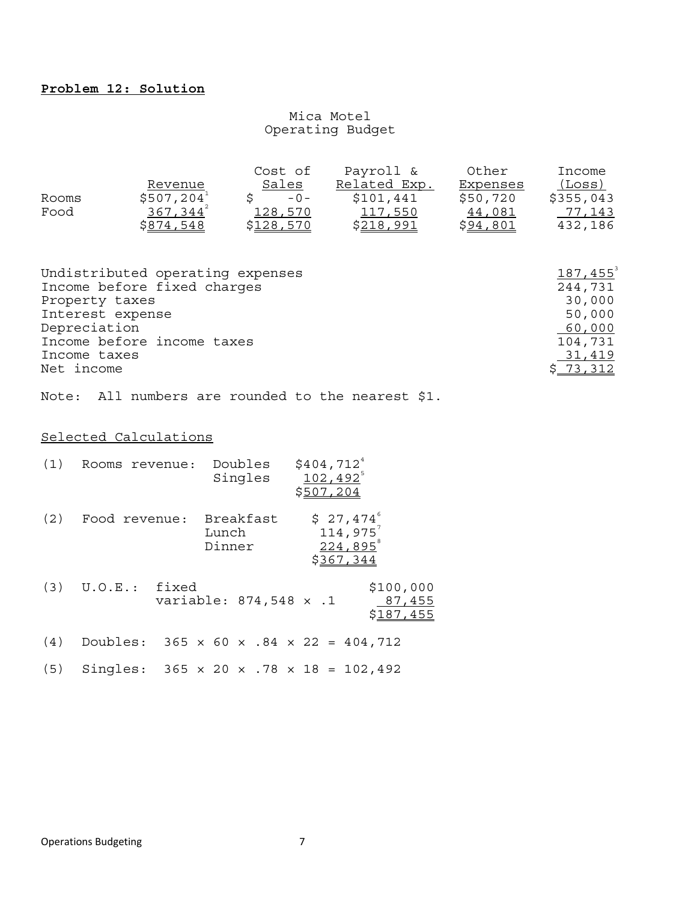**Problem 12: Solution**

Mica Motel
Operating Budget

| | Revenue | Cost of Sales | Payroll & Related Exp. | Other Expenses | Income (Loss) |
|---|---|---|---|---|---|
| Rooms | \$507,204[1] | \$ -0- | \$101,441 | \$50,720 | \$355,043 |
| Food | 367,344[2] | 128,570 | 117,550 | 44,081 | 77,143 |
| | \$874,548 | \$128,570 | \$218,991 | \$94,801 | 432,186 |

| | |
|---|---|
| Undistributed operating expenses | 187,455[3] |
| Income before fixed charges | 244,731 |
| Property taxes | 30,000 |
| Interest expense | 50,000 |
| Depreciation | 60,000 |
| Income before income taxes | 104,731 |
| Income taxes | 31,419 |
| Net income | \$ 73,312 |

Note: All numbers are rounded to the nearest \$1.

Selected Calculations

(1) Rooms revenue:

| | |
|---|---|
| Doubles | \$404,712[4] |
| Singles | 102,492[5] |
| | \$507,204 |

(2) Food revenue:

| | |
|---|---|
| Breakfast | \$ 27,474[6] |
| Lunch | 114,975[7] |
| Dinner | 224,895[8] |
| | \$367,344 |

(3) U.O.E.:

| | |
|---|---|
| fixed | \$100,000 |
| variable: 874,548 × .1 | 87,455 |
| | \$187,455 |

(4) Doubles: $365 \times 60 \times .84 \times 22 = 404,712$

(5) Singles: $365 \times 20 \times .78 \times 18 = 102,492$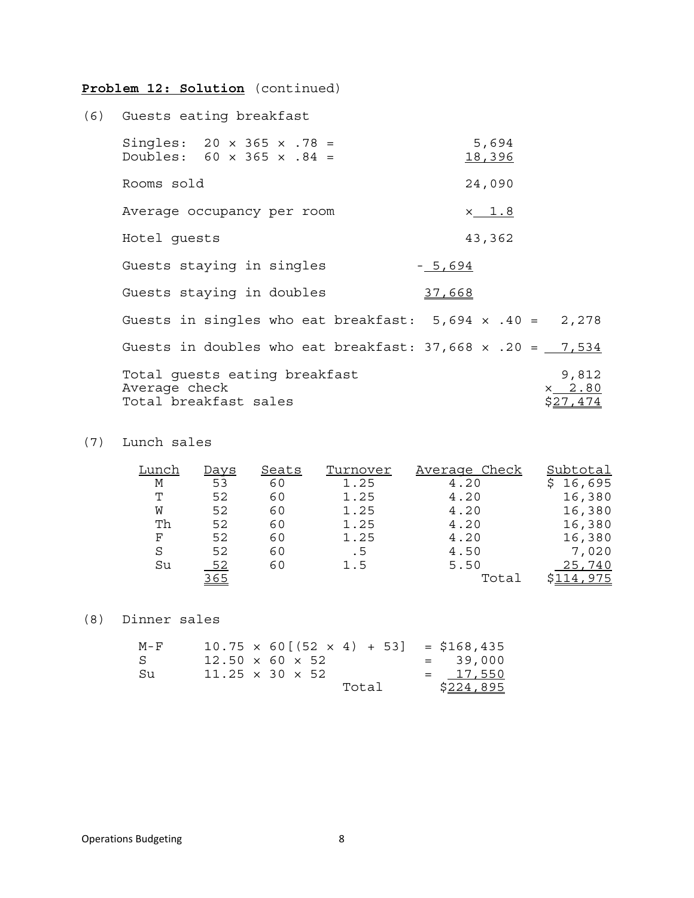**Problem 12: Solution** (continued)

(6) Guests eating breakfast

| | | |
|---|---|---|
| Singles: $20 \times 365 \times .78 =$ | | 5,694 |
| Doubles: $60 \times 365 \times .84 =$ | | 18,396 |
| Rooms sold | | 24,090 |
| Average occupancy per room | | $\times$ 1.8 |
| Hotel guests | | 43,362 |
| Guests staying in singles | − 5,694 | |
| Guests staying in doubles | 37,668 | |

Guests in singles who eat breakfast: $5,694 \times .40 =$ 2,278

Guests in doubles who eat breakfast: $37,668 \times .20 =$ 7,534

| | |
|---|---|
| Total guests eating breakfast | 9,812 |
| Average check | $\times$ 2.80 |
| Total breakfast sales | $27,474 |

(7) Lunch sales

| Lunch | Days | Seats | Turnover | Average Check | Subtotal |
|---|---|---|---|---|---|
| M | 53 | 60 | 1.25 | 4.20 | $ 16,695 |
| T | 52 | 60 | 1.25 | 4.20 | 16,380 |
| W | 52 | 60 | 1.25 | 4.20 | 16,380 |
| Th | 52 | 60 | 1.25 | 4.20 | 16,380 |
| F | 52 | 60 | 1.25 | 4.20 | 16,380 |
| S | 52 | 60 | .5 | 4.50 | 7,020 |
| Su | 52 | 60 | 1.5 | 5.50 | 25,740 |
| | 365 | | | Total | $114,975 |

(8) Dinner sales

| | | |
|---|---|---|
| M-F | $10.75 \times 60[(52 \times 4) + 53]$ | = $168,435 |
| S | $12.50 \times 60 \times 52$ | = 39,000 |
| Su | $11.25 \times 30 \times 52$ | = 17,550 |
| | Total | $224,895 |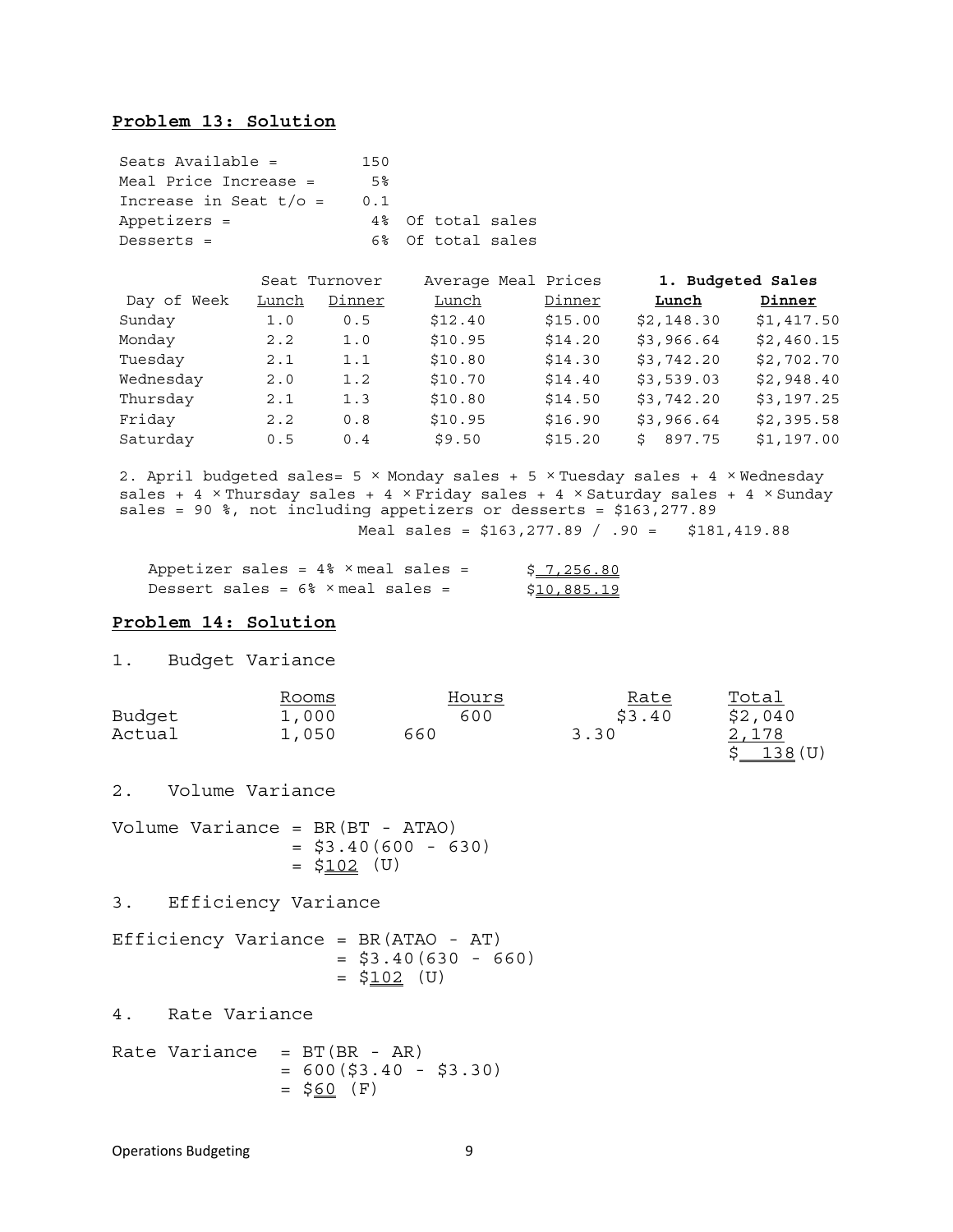**Problem 13: Solution**

| | | |
|---|---|---|
| Seats Available = | 150 | |
| Meal Price Increase = | 5% | |
| Increase in Seat t/o = | 0.1 | |
| Appetizers = | 4% | Of total sales |
| Desserts = | 6% | Of total sales |

| | Seat Turnover | | Average Meal Prices | | **1. Budgeted Sales** | |
|---|---|---|---|---|---|---|
| Day of Week | Lunch | Dinner | Lunch | Dinner | **Lunch** | **Dinner** |
| Sunday | 1.0 | 0.5 | $12.40 | $15.00 | $2,148.30 | $1,417.50 |
| Monday | 2.2 | 1.0 | $10.95 | $14.20 | $3,966.64 | $2,460.15 |
| Tuesday | 2.1 | 1.1 | $10.80 | $14.30 | $3,742.20 | $2,702.70 |
| Wednesday | 2.0 | 1.2 | $10.70 | $14.40 | $3,539.03 | $2,948.40 |
| Thursday | 2.1 | 1.3 | $10.80 | $14.50 | $3,742.20 | $3,197.25 |
| Friday | 2.2 | 0.8 | $10.95 | $16.90 | $3,966.64 | $2,395.58 |
| Saturday | 0.5 | 0.4 | $9.50 | $15.20 | $ 897.75 | $1,197.00 |

2. April budgeted sales= 5 × Monday sales + 5 × Tuesday sales + 4 × Wednesday sales + 4 × Thursday sales + 4 × Friday sales + 4 × Saturday sales + 4 × Sunday sales = 90 %, not including appetizers or desserts = $163,277.89

Meal sales = $163,277.89 / .90 = $181,419.88

Appetizer sales = 4% × meal sales = $ 7,256.80

Dessert sales = 6% × meal sales = $10,885.19

**Problem 14: Solution**

1. Budget Variance

| | Rooms | Hours | Rate | Total |
|---|---|---|---|---|
| Budget | 1,000 | 600 | $3.40 | $2,040 |
| Actual | 1,050 | 660 | 3.30 | 2,178 |
| | | | | $ 138 (U) |

2. Volume Variance

Volume Variance = BR(BT - ATAO)
= $3.40(600 - 630)
= $102 (U)

3. Efficiency Variance

Efficiency Variance = BR(ATAO - AT)
= $3.40(630 - 660)
= $102 (U)

4. Rate Variance

Rate Variance = BT(BR - AR)
= 600($3.40 - $3.30)
= $60 (F)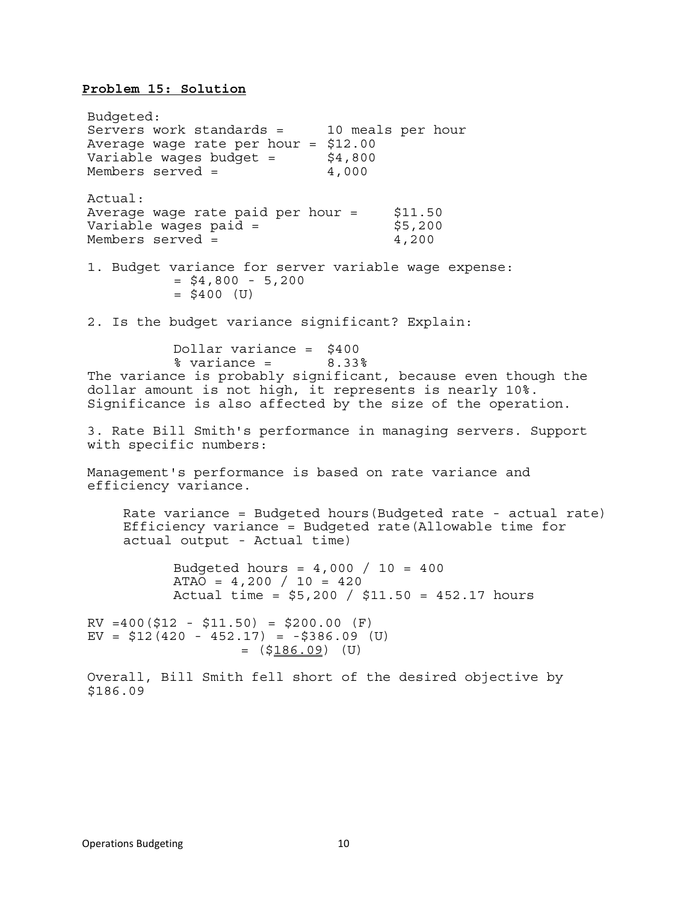**Problem 15: Solution**

Budgeted:

Servers work standards = 10 meals per hour
Average wage rate per hour = $12.00
Variable wages budget = $4,800
Members served = 4,000

Actual:

Average wage rate paid per hour = $11.50
Variable wages paid = $5,200
Members served = 4,200

1. Budget variance for server variable wage expense:

= $4,800 - 5,200
= $400 (U)

2. Is the budget variance significant? Explain:

Dollar variance = $400
% variance = 8.33%

The variance is probably significant, because even though the dollar amount is not high, it represents is nearly 10%. Significance is also affected by the size of the operation.

3. Rate Bill Smith's performance in managing servers. Support with specific numbers:

Management's performance is based on rate variance and efficiency variance.

Rate variance = Budgeted hours(Budgeted rate - actual rate)
Efficiency variance = Budgeted rate(Allowable time for actual output - Actual time)

Budgeted hours = 4,000 / 10 = 400
ATAO = 4,200 / 10 = 420
Actual time = $5,200 / $11.50 = 452.17 hours

RV =400($12 - $11.50) = $200.00 (F)
EV = $12(420 - 452.17) = -$386.09 (U)
= ($186.09) (U)

Overall, Bill Smith fell short of the desired objective by $186.09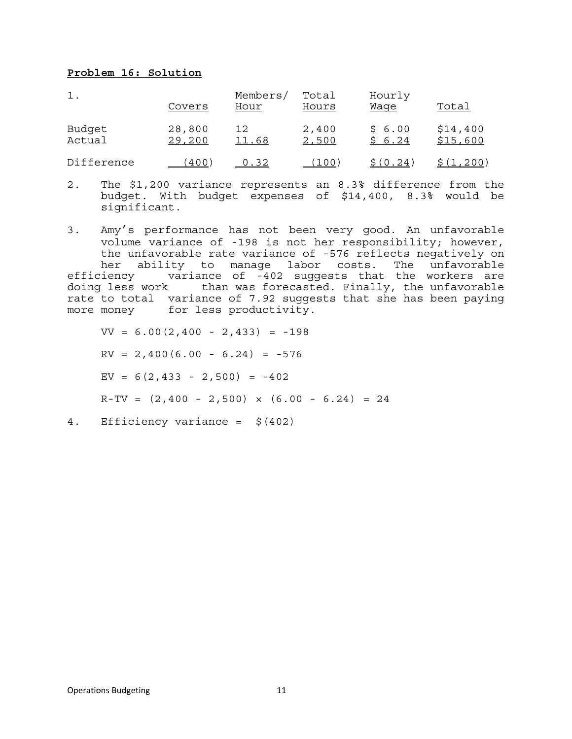**Problem 16: Solution**

1.

| | Covers | Members/ Hour | Total Hours | Hourly Wage | Total |
|---|---|---|---|---|---|
| Budget | 28,800 | 12 | 2,400 | \$ 6.00 | \$14,400 |
| Actual | 29,200 | 11.68 | 2,500 | \$ 6.24 | \$15,600 |
| Difference | (400) | 0.32 | (100) | \$(0.24) | \$(1,200) |

2. The \$1,200 variance represents an 8.3% difference from the budget. With budget expenses of \$14,400, 8.3% would be significant.

3. Amy's performance has not been very good. An unfavorable volume variance of -198 is not her responsibility; however, the unfavorable rate variance of -576 reflects negatively on her ability to manage labor costs. The unfavorable efficiency variance of -402 suggests that the workers are doing less work than was forecasted. Finally, the unfavorable rate to total variance of 7.92 suggests that she has been paying more money for less productivity.

$$VV = 6.00(2{,}400 - 2{,}433) = -198$$

$$RV = 2{,}400(6.00 - 6.24) = -576$$

$$EV = 6(2{,}433 - 2{,}500) = -402$$

$$R\text{-}TV = (2{,}400 - 2{,}500) \times (6.00 - 6.24) = 24$$

4. Efficiency variance = \$(402)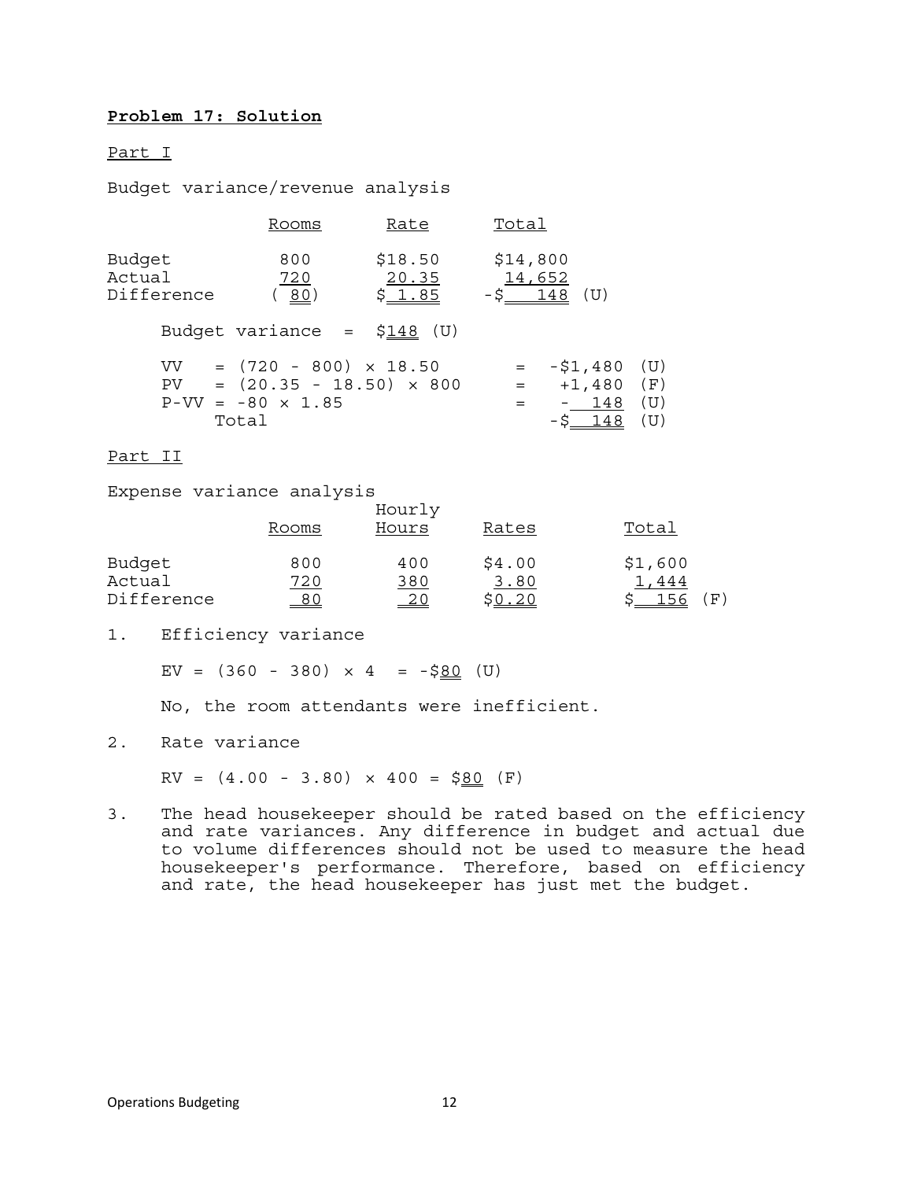**Problem 17: Solution**

Part I

Budget variance/revenue analysis

| | Rooms | Rate | Total |
|---|---|---|---|
| Budget | 800 | \$18.50 | \$14,800 |
| Actual | 720 | 20.35 | 14,652 |
| Difference | ( 80) | \$ 1.85 | -\$ 148 (U) |

Budget variance = \$148 (U)

| | | | |
|---|---|---|---|
| VV | = (720 - 800) × 18.50 | = -\$1,480 | (U) |
| PV | = (20.35 - 18.50) × 800 | = +1,480 | (F) |
| P-VV | = -80 × 1.85 | = - 148 | (U) |
| Total | | -\$ 148 | (U) |

Part II

Expense variance analysis

| | Rooms | Hourly Hours | Rates | Total |
|---|---|---|---|---|
| Budget | 800 | 400 | \$4.00 | \$1,600 |
| Actual | 720 | 380 | 3.80 | 1,444 |
| Difference | 80 | 20 | \$0.20 | \$ 156 (F) |

1. Efficiency variance

   EV = (360 - 380) × 4 = -\$80 (U)

   No, the room attendants were inefficient.

2. Rate variance

   RV = (4.00 - 3.80) × 400 = \$80 (F)

3. The head housekeeper should be rated based on the efficiency and rate variances. Any difference in budget and actual due to volume differences should not be used to measure the head housekeeper's performance. Therefore, based on efficiency and rate, the head housekeeper has just met the budget.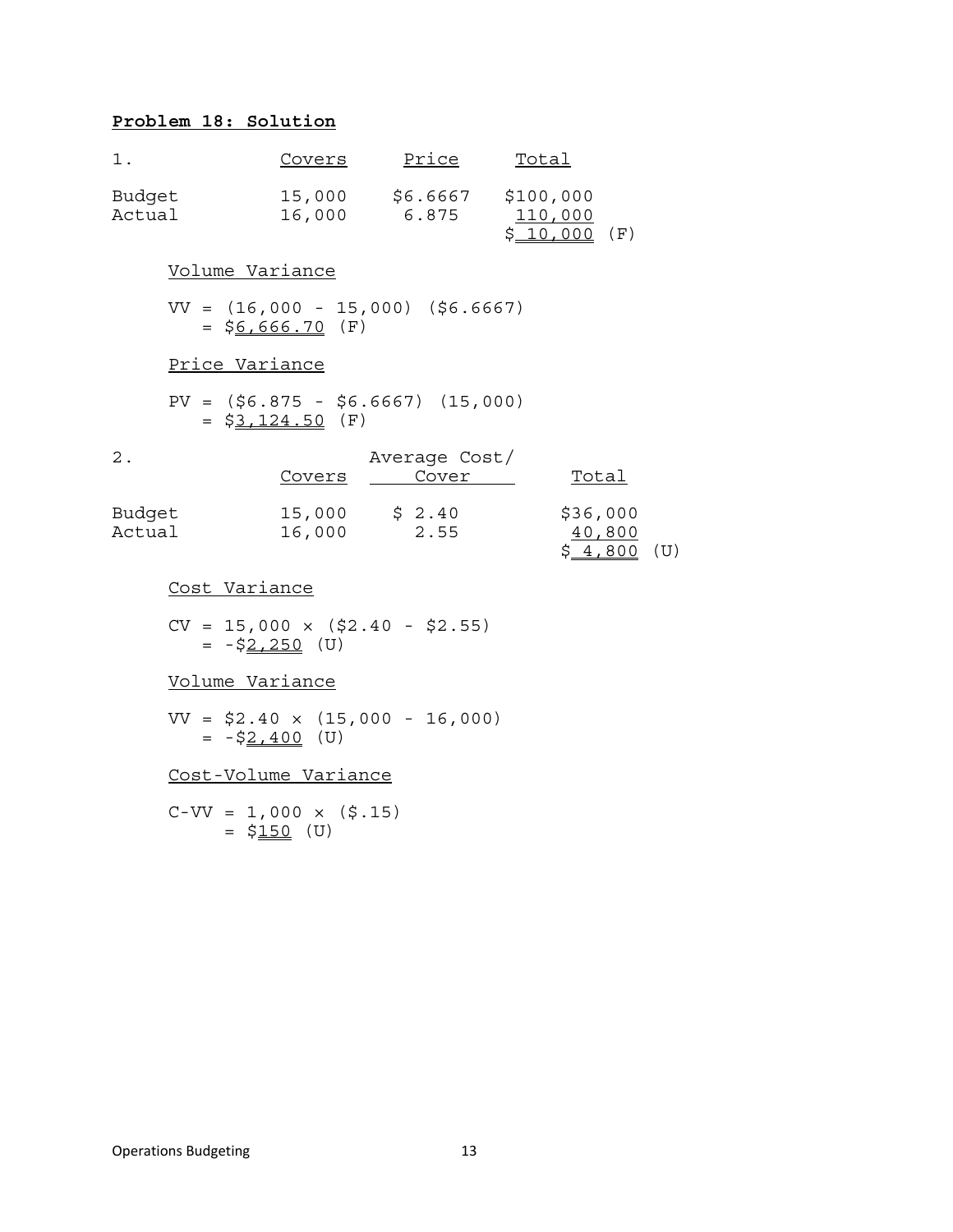**Problem 18: Solution**

1.

| | Covers | Price | Total |
|---|---|---|---|
| Budget | 15,000 | \$6.6667 | \$100,000 |
| Actual | 16,000 | 6.875 | 110,000 |
| | | | \$ 10,000 (F) |

Volume Variance

VV = (16,000 - 15,000) (\$6.6667)
= \$6,666.70 (F)

Price Variance

PV = (\$6.875 - \$6.6667) (15,000)
= \$3,124.50 (F)

2.

| | Covers | Average Cost/ Cover | Total |
|---|---|---|---|
| Budget | 15,000 | \$ 2.40 | \$36,000 |
| Actual | 16,000 | 2.55 | 40,800 |
| | | | \$ 4,800 (U) |

Cost Variance

CV = 15,000 × (\$2.40 - \$2.55)
= -\$2,250 (U)

Volume Variance

VV = \$2.40 × (15,000 - 16,000)
= -\$2,400 (U)

Cost-Volume Variance

C-VV = 1,000 × (\$.15)
= \$150 (U)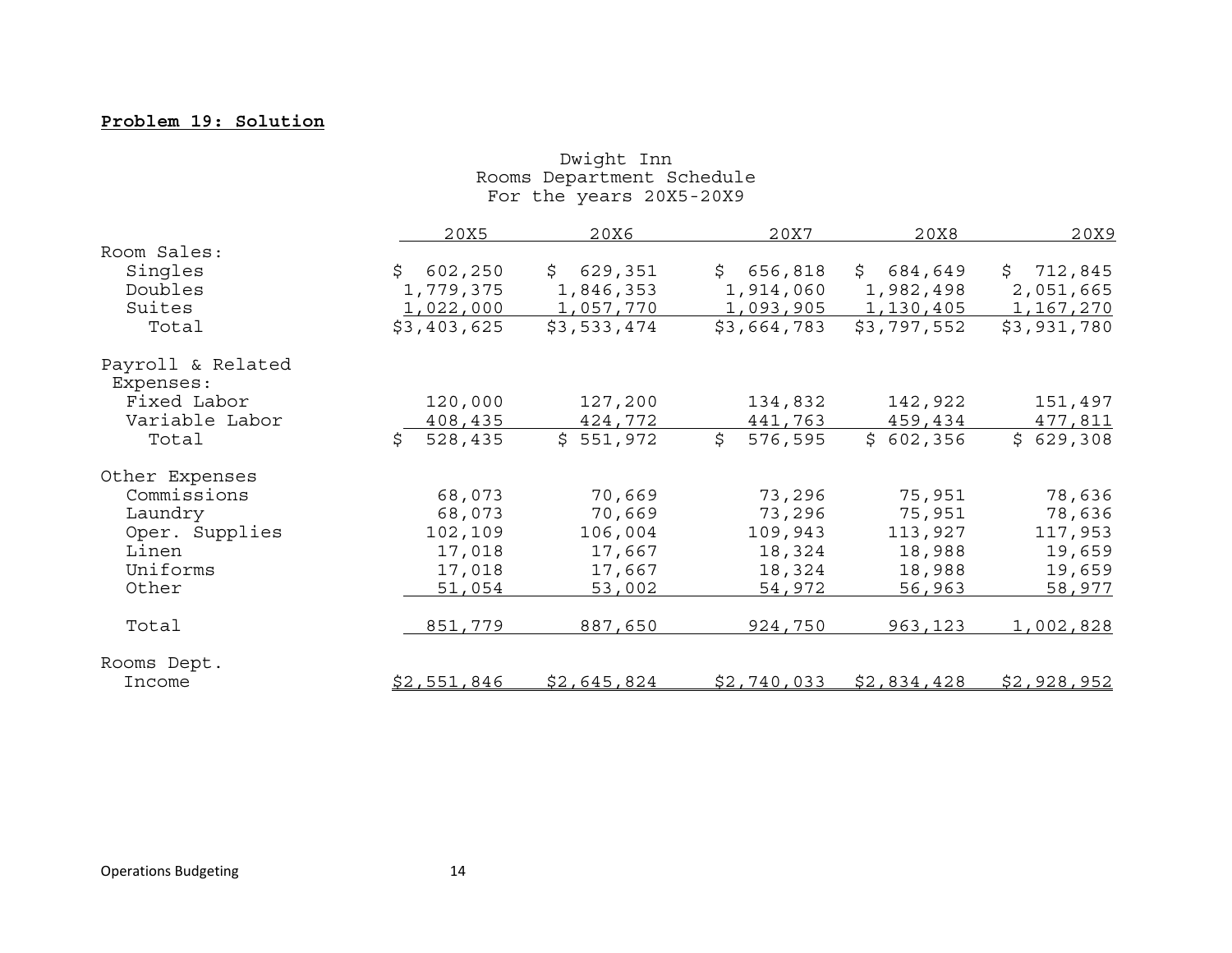**Problem 19: Solution**

Dwight Inn
Rooms Department Schedule
For the years 20X5-20X9

| | 20X5 | 20X6 | 20X7 | 20X8 | 20X9 |
|---|---|---|---|---|---|
| Room Sales: | | | | | |
| Singles | $ 602,250 | $ 629,351 | $ 656,818 | $ 684,649 | $ 712,845 |
| Doubles | 1,779,375 | 1,846,353 | 1,914,060 | 1,982,498 | 2,051,665 |
| Suites | 1,022,000 | 1,057,770 | 1,093,905 | 1,130,405 | 1,167,270 |
| Total | $3,403,625 | $3,533,474 | $3,664,783 | $3,797,552 | $3,931,780 |
| Payroll & Related Expenses: | | | | | |
| Fixed Labor | 120,000 | 127,200 | 134,832 | 142,922 | 151,497 |
| Variable Labor | 408,435 | 424,772 | 441,763 | 459,434 | 477,811 |
| Total | $ 528,435 | $ 551,972 | $ 576,595 | $ 602,356 | $ 629,308 |
| Other Expenses | | | | | |
| Commissions | 68,073 | 70,669 | 73,296 | 75,951 | 78,636 |
| Laundry | 68,073 | 70,669 | 73,296 | 75,951 | 78,636 |
| Oper. Supplies | 102,109 | 106,004 | 109,943 | 113,927 | 117,953 |
| Linen | 17,018 | 17,667 | 18,324 | 18,988 | 19,659 |
| Uniforms | 17,018 | 17,667 | 18,324 | 18,988 | 19,659 |
| Other | 51,054 | 53,002 | 54,972 | 56,963 | 58,977 |
| Total | 851,779 | 887,650 | 924,750 | 963,123 | 1,002,828 |
| Rooms Dept. Income | $2,551,846 | $2,645,824 | $2,740,033 | $2,834,428 | $2,928,952 |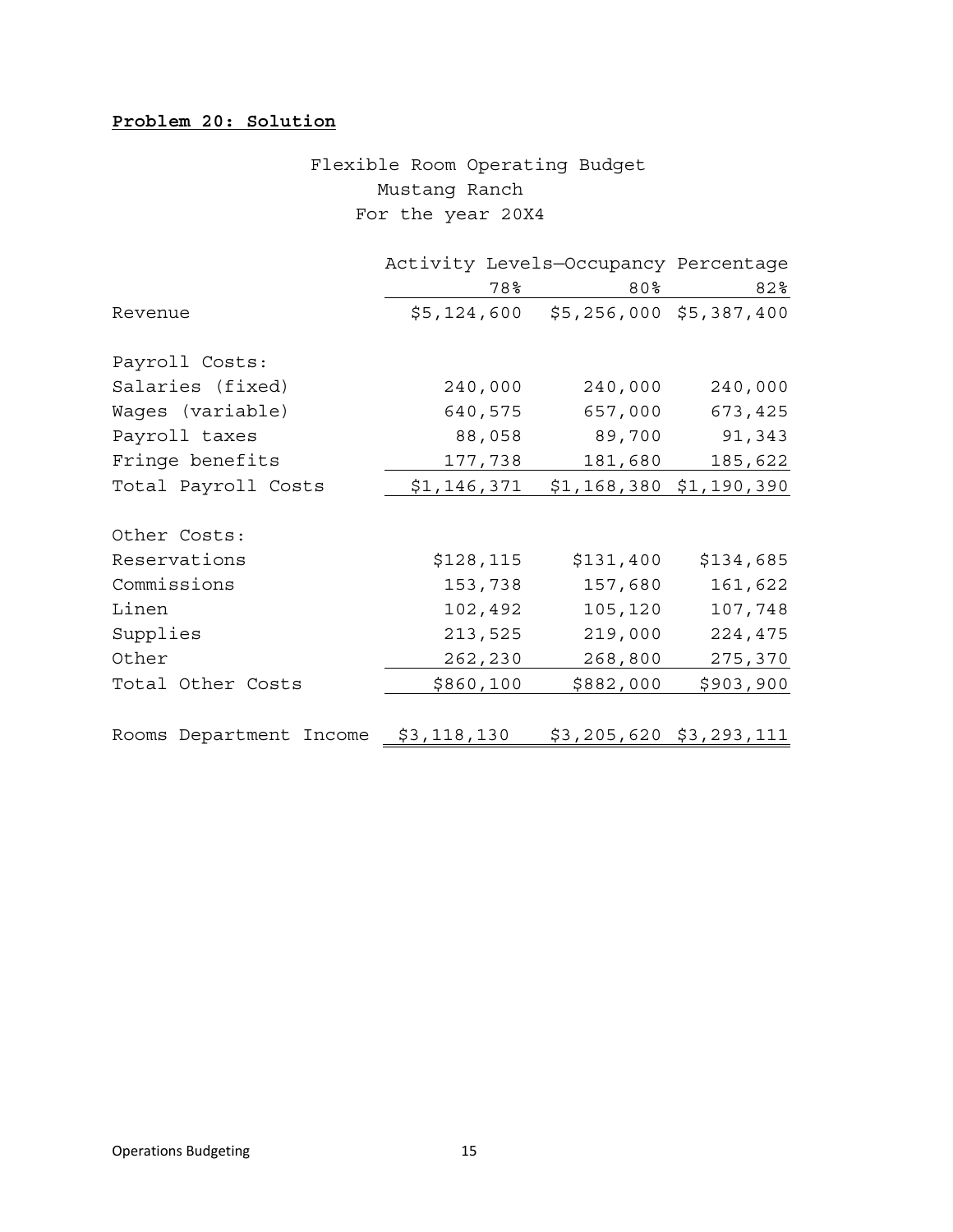**Problem 20: Solution**

Flexible Room Operating Budget
Mustang Ranch
For the year 20X4

| | Activity Levels—Occupancy Percentage | | |
|---|---|---|---|
| | 78% | 80% | 82% |
| Revenue | $5,124,600 | $5,256,000 | $5,387,400 |
| | | | |
| Payroll Costs: | | | |
| Salaries (fixed) | 240,000 | 240,000 | 240,000 |
| Wages (variable) | 640,575 | 657,000 | 673,425 |
| Payroll taxes | 88,058 | 89,700 | 91,343 |
| Fringe benefits | 177,738 | 181,680 | 185,622 |
| Total Payroll Costs | $1,146,371 | $1,168,380 | $1,190,390 |
| | | | |
| Other Costs: | | | |
| Reservations | $128,115 | $131,400 | $134,685 |
| Commissions | 153,738 | 157,680 | 161,622 |
| Linen | 102,492 | 105,120 | 107,748 |
| Supplies | 213,525 | 219,000 | 224,475 |
| Other | 262,230 | 268,800 | 275,370 |
| Total Other Costs | $860,100 | $882,000 | $903,900 |
| | | | |
| Rooms Department Income | $3,118,130 | $3,205,620 | $3,293,111 |